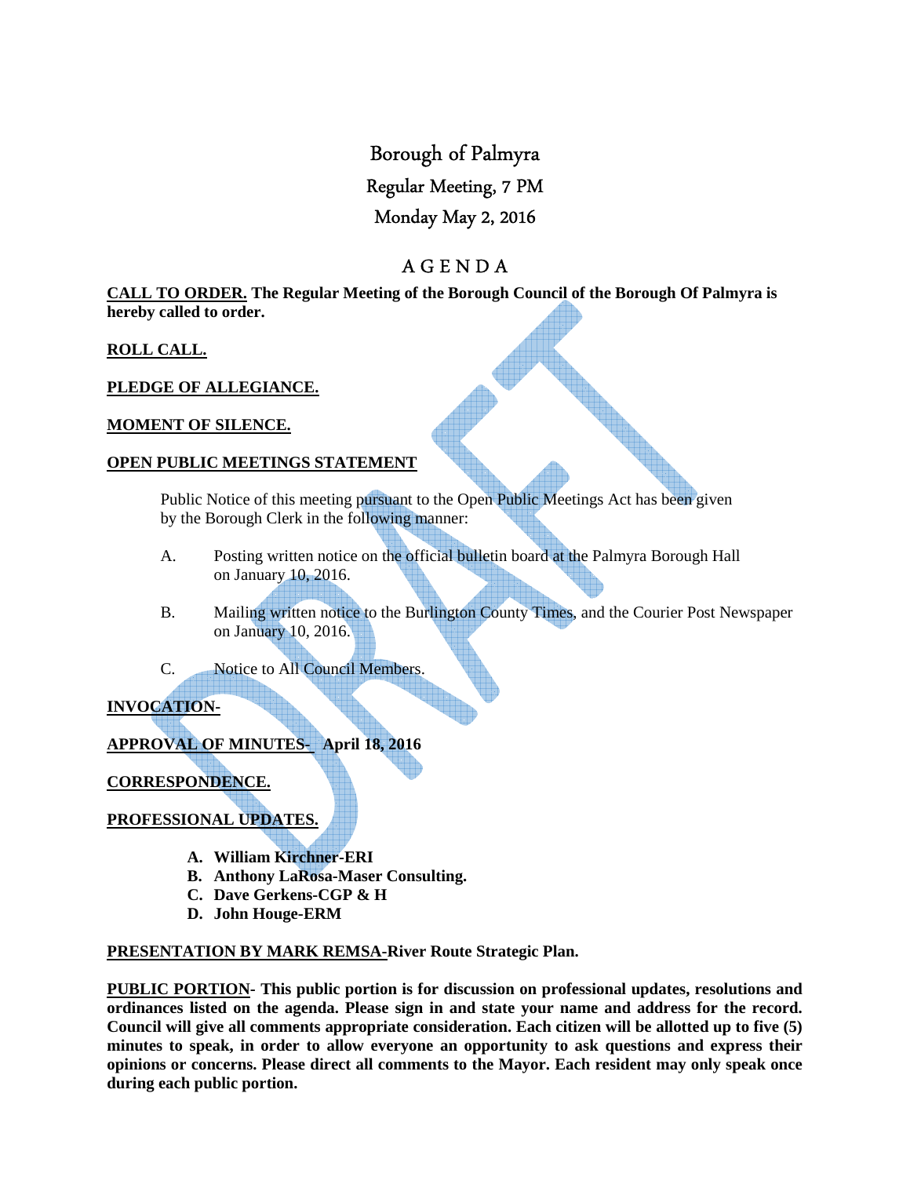# Borough of Palmyra

## Regular Meeting, 7 PM

## Monday May 2, 2016

## A G E N D A

**CALL TO ORDER. The Regular Meeting of the Borough Council of the Borough Of Palmyra is hereby called to order.**

**ROLL CALL.**

**PLEDGE OF ALLEGIANCE.**

**MOMENT OF SILENCE.**

**OPEN PUBLIC MEETINGS STATEMENT**

Public Notice of this meeting pursuant to the Open Public Meetings Act has been given by the Borough Clerk in the following manner:

A. Posting written notice on the official bulletin board at the Palmyra Borough Hall on January 10, 2016.

B. Mailing written notice to the Burlington County Times, and the Courier Post Newspaper on January 10, 2016.

C. Notice to All Council Members.

**INVOCATION-**

**APPROVAL OF MINUTES- April 18, 2016**

**CORRESPONDENCE.**

**PROFESSIONAL UPDATES.**

- **A. William Kirchner-ERI**
- **B. Anthony LaRosa-Maser Consulting.**
- **C. Dave Gerkens-CGP & H**
- **D. John Houge-ERM**

**PRESENTATION BY MARK REMSA-River Route Strategic Plan.**

**PUBLIC PORTION- This public portion is for discussion on professional updates, resolutions and ordinances listed on the agenda. Please sign in and state your name and address for the record. Council will give all comments appropriate consideration. Each citizen will be allotted up to five (5) minutes to speak, in order to allow everyone an opportunity to ask questions and express their opinions or concerns. Please direct all comments to the Mayor. Each resident may only speak once during each public portion.**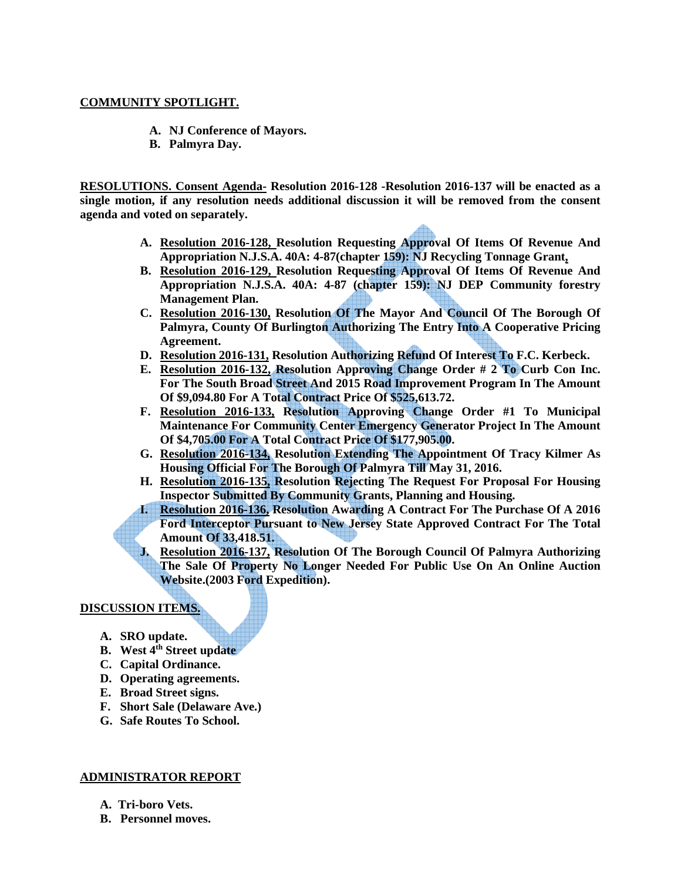**COMMUNITY SPOTLIGHT.**

A. **NJ Conference of Mayors.**
B. **Palmyra Day.**

**RESOLUTIONS. Consent Agenda- Resolution 2016-128 -Resolution 2016-137 will be enacted as a single motion, if any resolution needs additional discussion it will be removed from the consent agenda and voted on separately.**

A. **Resolution 2016-128, Resolution Requesting Approval Of Items Of Revenue And Appropriation N.J.S.A. 40A: 4-87(chapter 159): NJ Recycling Tonnage Grant,**
B. **Resolution 2016-129, Resolution Requesting Approval Of Items Of Revenue And Appropriation N.J.S.A. 40A: 4-87 (chapter 159): NJ DEP Community forestry Management Plan.**
C. **Resolution 2016-130, Resolution Of The Mayor And Council Of The Borough Of Palmyra, County Of Burlington Authorizing The Entry Into A Cooperative Pricing Agreement.**
D. **Resolution 2016-131, Resolution Authorizing Refund Of Interest To F.C. Kerbeck.**
E. **Resolution 2016-132, Resolution Approving Change Order # 2 To Curb Con Inc. For The South Broad Street And 2015 Road Improvement Program In The Amount Of $9,094.80 For A Total Contract Price Of $525,613.72.**
F. **Resolution 2016-133, Resolution Approving Change Order #1 To Municipal Maintenance For Community Center Emergency Generator Project In The Amount Of $4,705.00 For A Total Contract Price Of $177,905.00.**
G. **Resolution 2016-134, Resolution Extending The Appointment Of Tracy Kilmer As Housing Official For The Borough Of Palmyra Till May 31, 2016.**
H. **Resolution 2016-135, Resolution Rejecting The Request For Proposal For Housing Inspector Submitted By Community Grants, Planning and Housing.**
I. **Resolution 2016-136, Resolution Awarding A Contract For The Purchase Of A 2016 Ford Interceptor Pursuant to New Jersey State Approved Contract For The Total Amount Of 33,418.51.**
J. **Resolution 2016-137, Resolution Of The Borough Council Of Palmyra Authorizing The Sale Of Property No Longer Needed For Public Use On An Online Auction Website.(2003 Ford Expedition).**

**DISCUSSION ITEMS.**

A. **SRO update.**
B. **West 4th Street update**
C. **Capital Ordinance.**
D. **Operating agreements.**
E. **Broad Street signs.**
F. **Short Sale (Delaware Ave.)**
G. **Safe Routes To School.**

**ADMINISTRATOR REPORT**

A. **Tri-boro Vets.**
B. **Personnel moves.**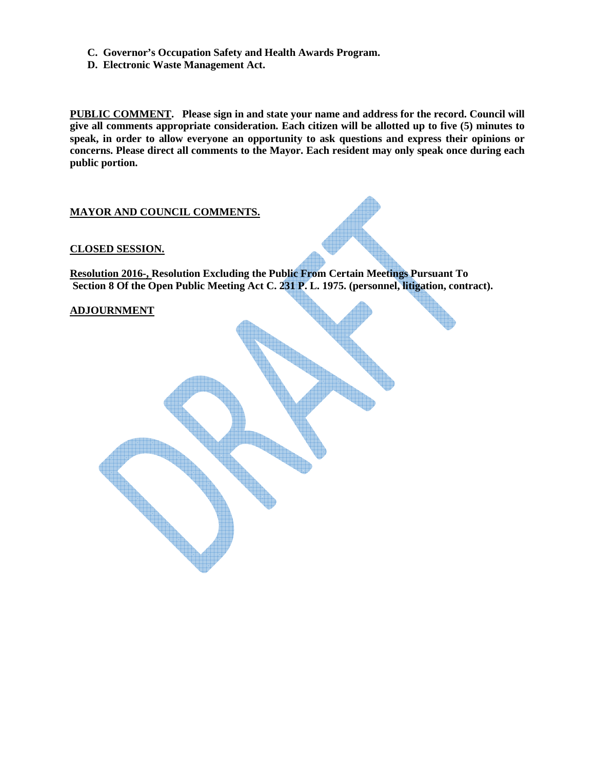C. **Governor's Occupation Safety and Health Awards Program.**
D. **Electronic Waste Management Act.**

**PUBLIC COMMENT. Please sign in and state your name and address for the record. Council will give all comments appropriate consideration. Each citizen will be allotted up to five (5) minutes to speak, in order to allow everyone an opportunity to ask questions and express their opinions or concerns. Please direct all comments to the Mayor. Each resident may only speak once during each public portion.**

**MAYOR AND COUNCIL COMMENTS.**

**CLOSED SESSION.**

**Resolution 2016-, Resolution Excluding the Public From Certain Meetings Pursuant To Section 8 Of the Open Public Meeting Act C. 231 P. L. 1975. (personnel, litigation, contract).**

**ADJOURNMENT**

DRAFT